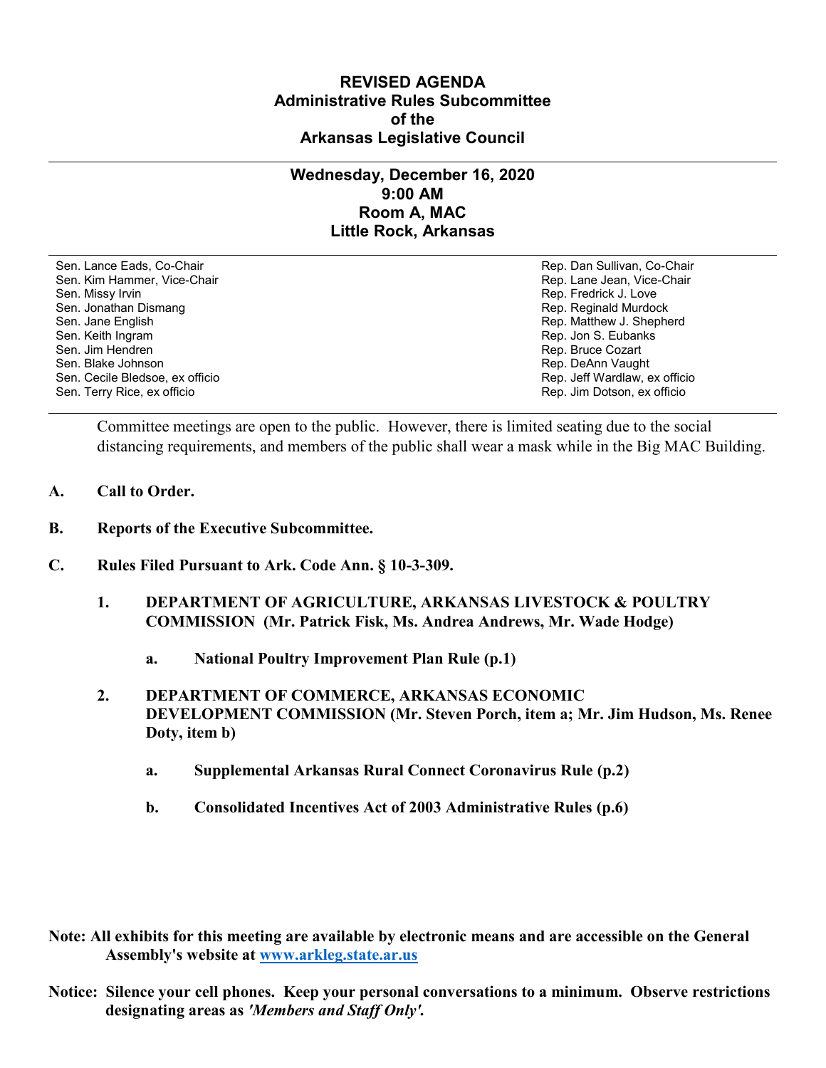# REVISED AGENDA
## Administrative Rules Subcommittee
## of the
## Arkansas Legislative Council

---

### Wednesday, December 16, 2020
### 9:00 AM
### Room A, MAC
### Little Rock, Arkansas

| | |
|---|---|
| Sen. Lance Eads, Co-Chair | Rep. Dan Sullivan, Co-Chair |
| Sen. Kim Hammer, Vice-Chair | Rep. Lane Jean, Vice-Chair |
| Sen. Missy Irvin | Rep. Fredrick J. Love |
| Sen. Jonathan Dismang | Rep. Reginald Murdock |
| Sen. Jane English | Rep. Matthew J. Shepherd |
| Sen. Keith Ingram | Rep. Jon S. Eubanks |
| Sen. Jim Hendren | Rep. Bruce Cozart |
| Sen. Blake Johnson | Rep. DeAnn Vaught |
| Sen. Cecile Bledsoe, ex officio | Rep. Jeff Wardlaw, ex officio |
| Sen. Terry Rice, ex officio | Rep. Jim Dotson, ex officio |

Committee meetings are open to the public. However, there is limited seating due to the social distancing requirements, and members of the public shall wear a mask while in the Big MAC Building.

**A. Call to Order.**

**B. Reports of the Executive Subcommittee.**

**C. Rules Filed Pursuant to Ark. Code Ann. § 10-3-309.**

**1. DEPARTMENT OF AGRICULTURE, ARKANSAS LIVESTOCK & POULTRY COMMISSION (Mr. Patrick Fisk, Ms. Andrea Andrews, Mr. Wade Hodge)**

**a. National Poultry Improvement Plan Rule (p.1)**

**2. DEPARTMENT OF COMMERCE, ARKANSAS ECONOMIC DEVELOPMENT COMMISSION (Mr. Steven Porch, item a; Mr. Jim Hudson, Ms. Renee Doty, item b)**

**a. Supplemental Arkansas Rural Connect Coronavirus Rule (p.2)**

**b. Consolidated Incentives Act of 2003 Administrative Rules (p.6)**

**Note: All exhibits for this meeting are available by electronic means and are accessible on the General Assembly's website at [www.arkleg.state.ar.us](http://www.arkleg.state.ar.us)**

**Notice: Silence your cell phones. Keep your personal conversations to a minimum. Observe restrictions designating areas as *'Members and Staff Only'*.**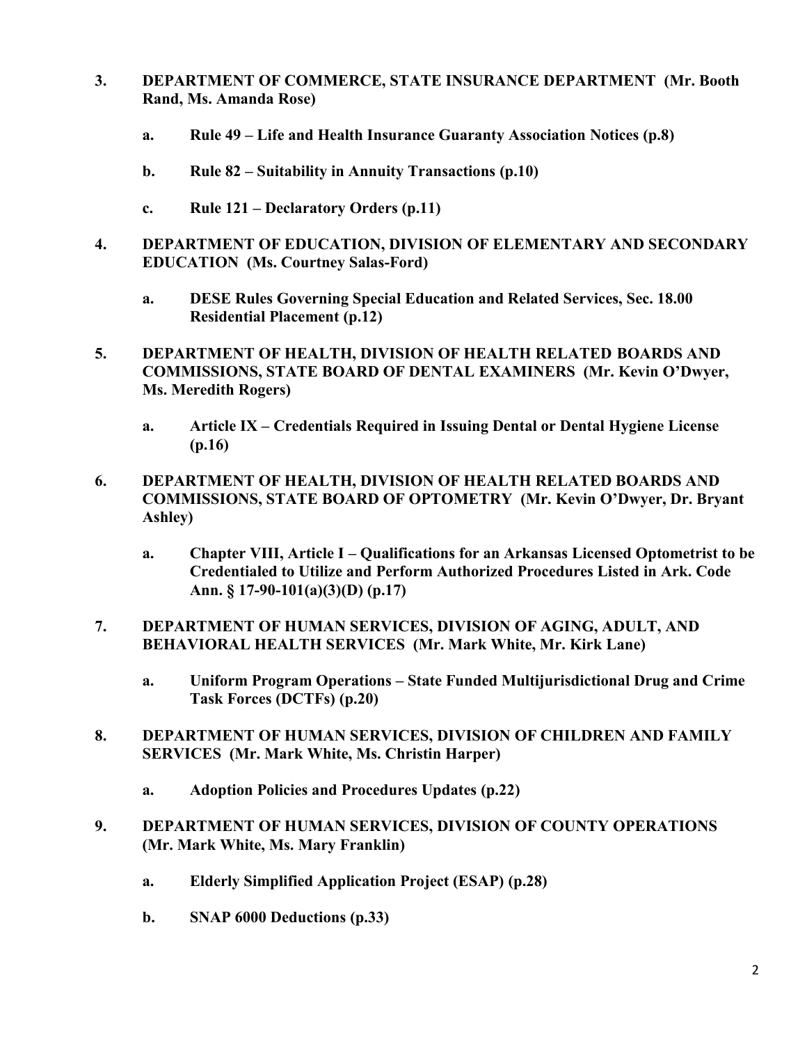**3. DEPARTMENT OF COMMERCE, STATE INSURANCE DEPARTMENT (Mr. Booth Rand, Ms. Amanda Rose)**

- **a. Rule 49 – Life and Health Insurance Guaranty Association Notices (p.8)**
- **b. Rule 82 – Suitability in Annuity Transactions (p.10)**
- **c. Rule 121 – Declaratory Orders (p.11)**

**4. DEPARTMENT OF EDUCATION, DIVISION OF ELEMENTARY AND SECONDARY EDUCATION (Ms. Courtney Salas-Ford)**

- **a. DESE Rules Governing Special Education and Related Services, Sec. 18.00 Residential Placement (p.12)**

**5. DEPARTMENT OF HEALTH, DIVISION OF HEALTH RELATED BOARDS AND COMMISSIONS, STATE BOARD OF DENTAL EXAMINERS (Mr. Kevin O'Dwyer, Ms. Meredith Rogers)**

- **a. Article IX – Credentials Required in Issuing Dental or Dental Hygiene License (p.16)**

**6. DEPARTMENT OF HEALTH, DIVISION OF HEALTH RELATED BOARDS AND COMMISSIONS, STATE BOARD OF OPTOMETRY (Mr. Kevin O'Dwyer, Dr. Bryant Ashley)**

- **a. Chapter VIII, Article I – Qualifications for an Arkansas Licensed Optometrist to be Credentialed to Utilize and Perform Authorized Procedures Listed in Ark. Code Ann. § 17-90-101(a)(3)(D) (p.17)**

**7. DEPARTMENT OF HUMAN SERVICES, DIVISION OF AGING, ADULT, AND BEHAVIORAL HEALTH SERVICES (Mr. Mark White, Mr. Kirk Lane)**

- **a. Uniform Program Operations – State Funded Multijurisdictional Drug and Crime Task Forces (DCTFs) (p.20)**

**8. DEPARTMENT OF HUMAN SERVICES, DIVISION OF CHILDREN AND FAMILY SERVICES (Mr. Mark White, Ms. Christin Harper)**

- **a. Adoption Policies and Procedures Updates (p.22)**

**9. DEPARTMENT OF HUMAN SERVICES, DIVISION OF COUNTY OPERATIONS (Mr. Mark White, Ms. Mary Franklin)**

- **a. Elderly Simplified Application Project (ESAP) (p.28)**
- **b. SNAP 6000 Deductions (p.33)**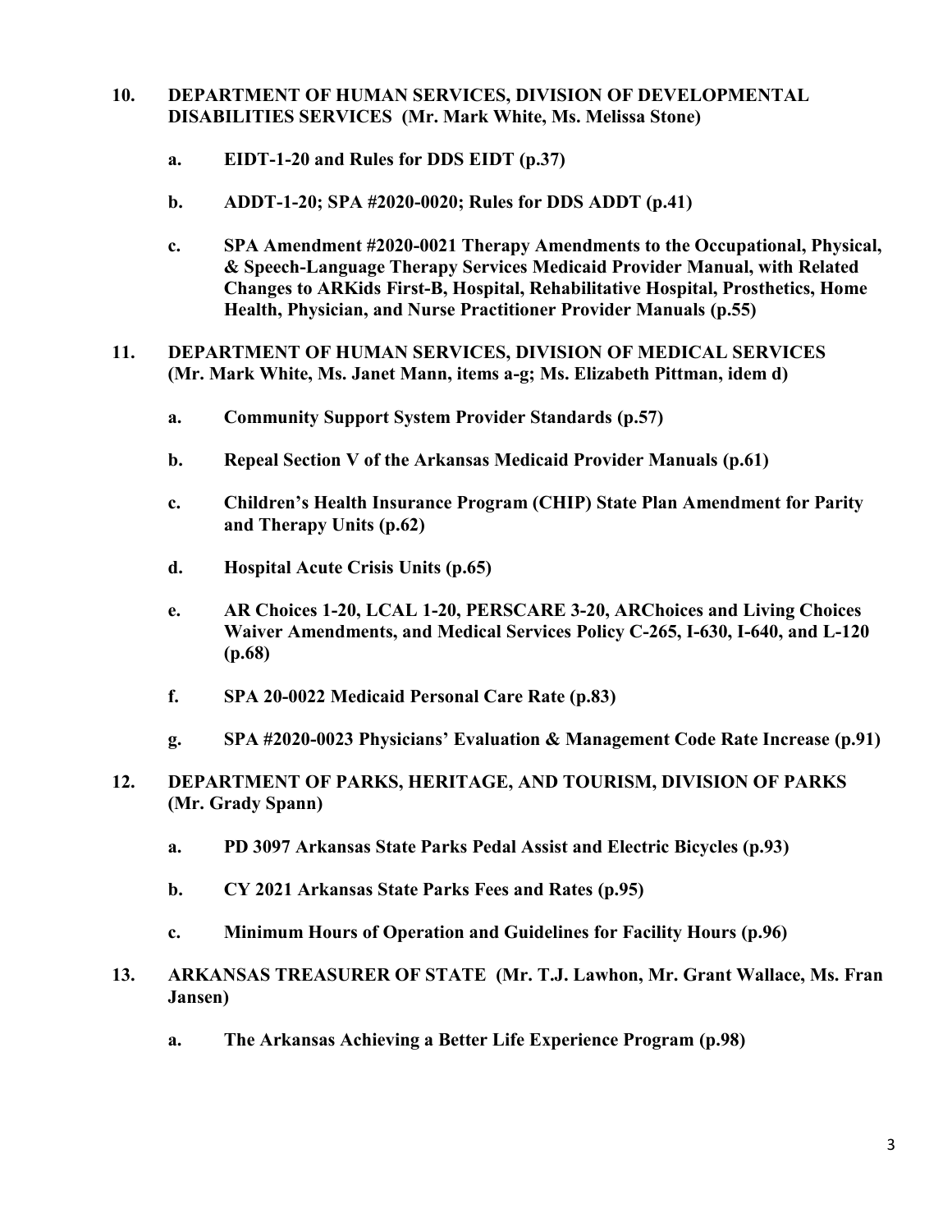**10. DEPARTMENT OF HUMAN SERVICES, DIVISION OF DEVELOPMENTAL DISABILITIES SERVICES (Mr. Mark White, Ms. Melissa Stone)**

- **a. EIDT-1-20 and Rules for DDS EIDT (p.37)**
- **b. ADDT-1-20; SPA #2020-0020; Rules for DDS ADDT (p.41)**
- **c. SPA Amendment #2020-0021 Therapy Amendments to the Occupational, Physical, & Speech-Language Therapy Services Medicaid Provider Manual, with Related Changes to ARKids First-B, Hospital, Rehabilitative Hospital, Prosthetics, Home Health, Physician, and Nurse Practitioner Provider Manuals (p.55)**

**11. DEPARTMENT OF HUMAN SERVICES, DIVISION OF MEDICAL SERVICES (Mr. Mark White, Ms. Janet Mann, items a-g; Ms. Elizabeth Pittman, idem d)**

- **a. Community Support System Provider Standards (p.57)**
- **b. Repeal Section V of the Arkansas Medicaid Provider Manuals (p.61)**
- **c. Children's Health Insurance Program (CHIP) State Plan Amendment for Parity and Therapy Units (p.62)**
- **d. Hospital Acute Crisis Units (p.65)**
- **e. AR Choices 1-20, LCAL 1-20, PERSCARE 3-20, ARChoices and Living Choices Waiver Amendments, and Medical Services Policy C-265, I-630, I-640, and L-120 (p.68)**
- **f. SPA 20-0022 Medicaid Personal Care Rate (p.83)**
- **g. SPA #2020-0023 Physicians' Evaluation & Management Code Rate Increase (p.91)**

**12. DEPARTMENT OF PARKS, HERITAGE, AND TOURISM, DIVISION OF PARKS (Mr. Grady Spann)**

- **a. PD 3097 Arkansas State Parks Pedal Assist and Electric Bicycles (p.93)**
- **b. CY 2021 Arkansas State Parks Fees and Rates (p.95)**
- **c. Minimum Hours of Operation and Guidelines for Facility Hours (p.96)**

**13. ARKANSAS TREASURER OF STATE (Mr. T.J. Lawhon, Mr. Grant Wallace, Ms. Fran Jansen)**

- **a. The Arkansas Achieving a Better Life Experience Program (p.98)**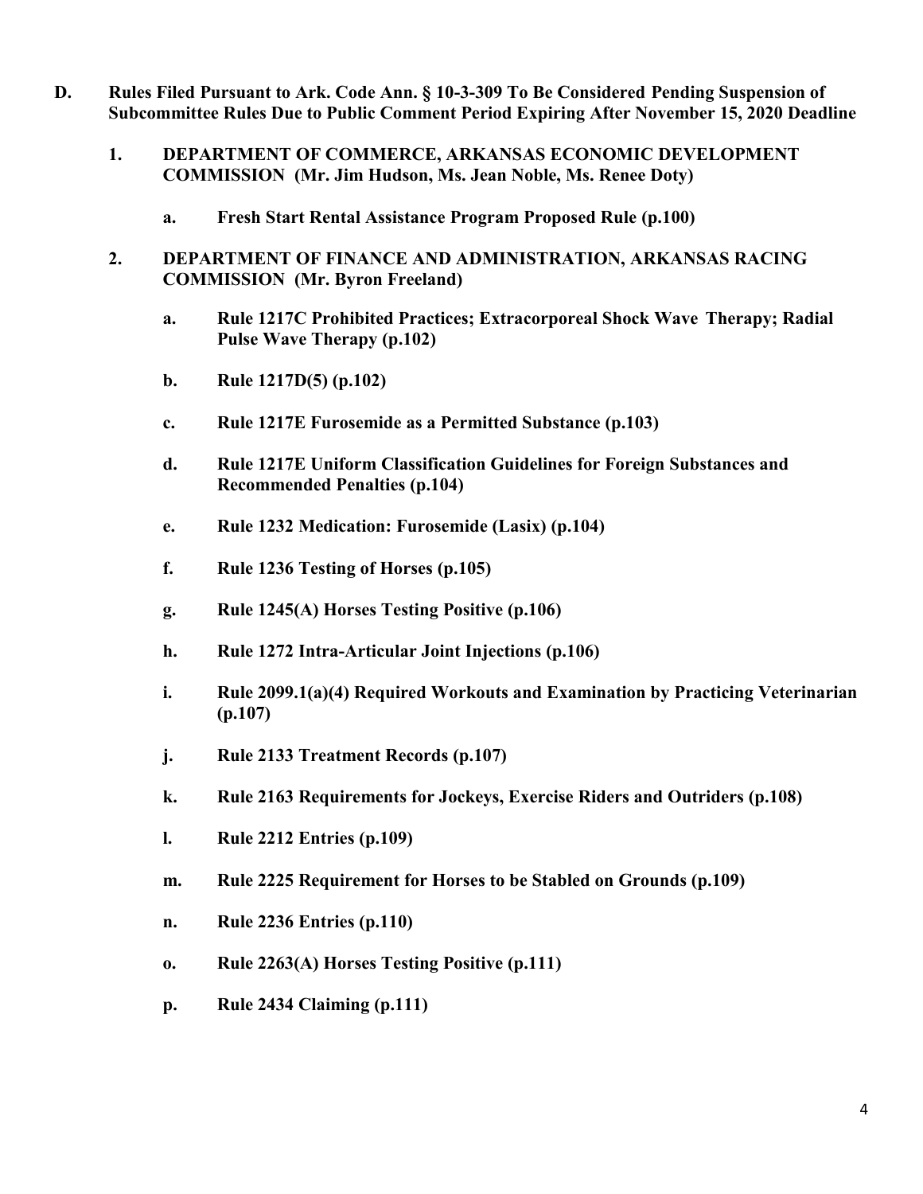**D. Rules Filed Pursuant to Ark. Code Ann. § 10-3-309 To Be Considered Pending Suspension of Subcommittee Rules Due to Public Comment Period Expiring After November 15, 2020 Deadline**

**1. DEPARTMENT OF COMMERCE, ARKANSAS ECONOMIC DEVELOPMENT COMMISSION (Mr. Jim Hudson, Ms. Jean Noble, Ms. Renee Doty)**

- **a. Fresh Start Rental Assistance Program Proposed Rule (p.100)**

**2. DEPARTMENT OF FINANCE AND ADMINISTRATION, ARKANSAS RACING COMMISSION (Mr. Byron Freeland)**

- **a. Rule 1217C Prohibited Practices; Extracorporeal Shock Wave Therapy; Radial Pulse Wave Therapy (p.102)**
- **b. Rule 1217D(5) (p.102)**
- **c. Rule 1217E Furosemide as a Permitted Substance (p.103)**
- **d. Rule 1217E Uniform Classification Guidelines for Foreign Substances and Recommended Penalties (p.104)**
- **e. Rule 1232 Medication: Furosemide (Lasix) (p.104)**
- **f. Rule 1236 Testing of Horses (p.105)**
- **g. Rule 1245(A) Horses Testing Positive (p.106)**
- **h. Rule 1272 Intra-Articular Joint Injections (p.106)**
- **i. Rule 2099.1(a)(4) Required Workouts and Examination by Practicing Veterinarian (p.107)**
- **j. Rule 2133 Treatment Records (p.107)**
- **k. Rule 2163 Requirements for Jockeys, Exercise Riders and Outriders (p.108)**
- **l. Rule 2212 Entries (p.109)**
- **m. Rule 2225 Requirement for Horses to be Stabled on Grounds (p.109)**
- **n. Rule 2236 Entries (p.110)**
- **o. Rule 2263(A) Horses Testing Positive (p.111)**
- **p. Rule 2434 Claiming (p.111)**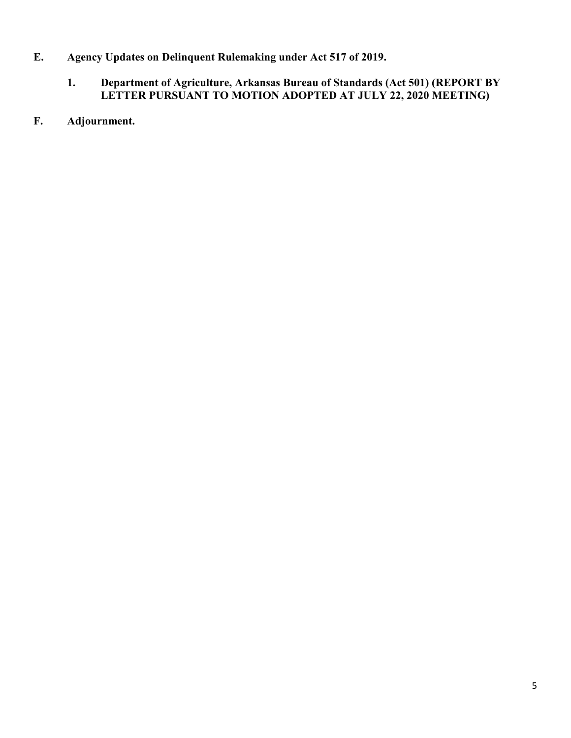**E. Agency Updates on Delinquent Rulemaking under Act 517 of 2019.**

1. **Department of Agriculture, Arkansas Bureau of Standards (Act 501) (REPORT BY LETTER PURSUANT TO MOTION ADOPTED AT JULY 22, 2020 MEETING)**

**F. Adjournment.**